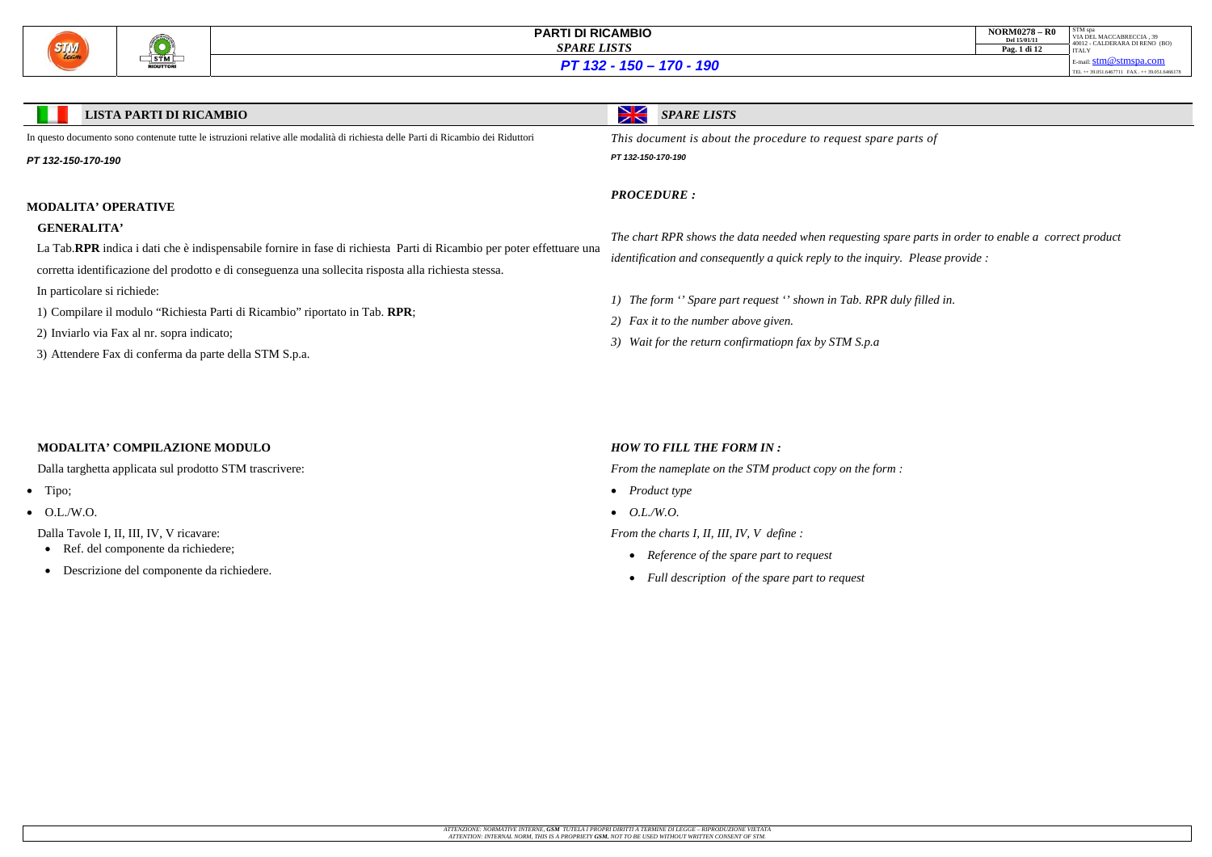# PARTI DI RICAMBIO

*SPARE LISTS*

***PT 132 - 150 – 170 - 190***

## LISTA PARTI DI RICAMBIO

In questo documento sono contenute tutte le istruzioni relative alle modalità di richiesta delle Parti di Ricambio dei Riduttori

***PT 132-150-170-190***

### MODALITA' OPERATIVE

#### GENERALITA'

La Tab.**RPR** indica i dati che è indispensabile fornire in fase di richiesta Parti di Ricambio per poter effettuare una corretta identificazione del prodotto e di conseguenza una sollecita risposta alla richiesta stessa.

In particolare si richiede:

1) Compilare il modulo "Richiesta Parti di Ricambio" riportato in Tab. **RPR**;
2) Inviarlo via Fax al nr. sopra indicato;
3) Attendere Fax di conferma da parte della STM S.p.a.

### MODALITA' COMPILAZIONE MODULO

Dalla targhetta applicata sul prodotto STM trascrivere:

- Tipo;
- O.L./W.O.

Dalla Tavole I, II, III, IV, V ricavare:

- Ref. del componente da richiedere;
- Descrizione del componente da richiedere.

## *SPARE LISTS*

*This document is about the procedure to request spare parts of*

***PT 132-150-170-190***

### *PROCEDURE :*

*The chart RPR shows the data needed when requesting spare parts in order to enable a correct product identification and consequently a quick reply to the inquiry. Please provide :*

1) *The form '' Spare part request '' shown in Tab. RPR duly filled in.*
2) *Fax it to the number above given.*
3) *Wait for the return confirmatiopn fax by STM S.p.a*

### *HOW TO FILL THE FORM IN :*

*From the nameplate on the STM product copy on the form :*

- *Product type*
- *O.L./W.O.*

*From the charts I, II, III, IV, V define :*

- *Reference of the spare part to request*
- *Full description of the spare part to request*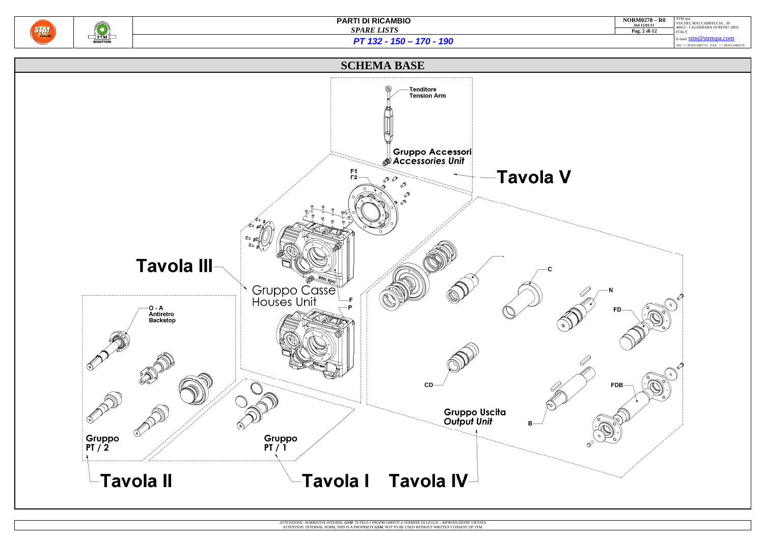# SCHEMA BASE

Tenditore
Tension Arm

Gruppo Accessori
*Accessories Unit*

F1
F2

**Tavola V**

**Tavola III**

Gruppo Casse
Houses Unit

F
P

C

N

FD

O - A
Antiretro
Backstop

CD

FDB

Gruppo Uscita
*Output Unit*

B

Gruppo
PT / 2

Gruppo
PT / 1

**Tavola II**

**Tavola I**

**Tavola IV**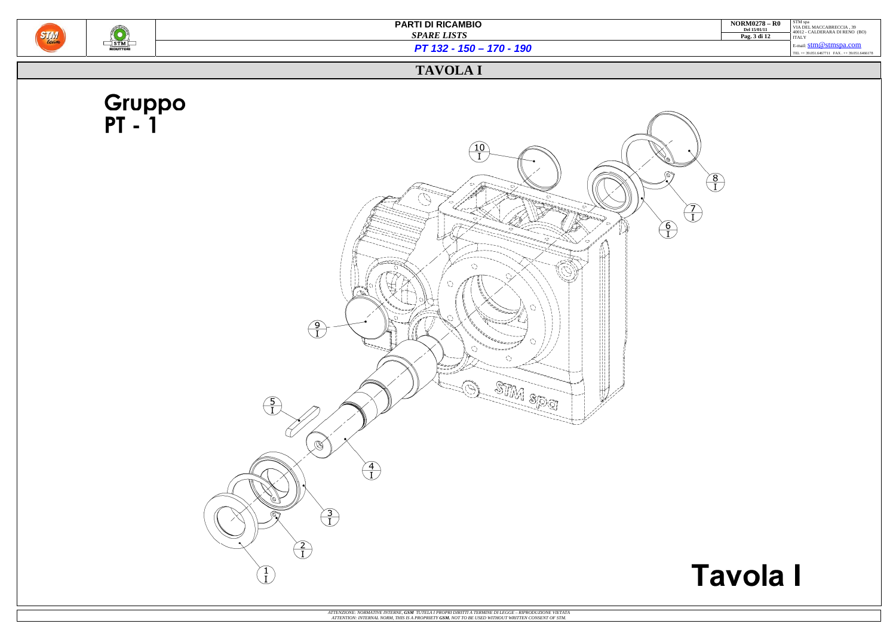# PARTI DI RICAMBIO

*SPARE LISTS*

*PT 132 - 150 – 170 - 190*

## TAVOLA I

**Gruppo PT - 1**

10/I

8/I

7/I

6/I

9/I

5/I

4/I

3/I

2/I

1/I

**Tavola I**

*ATTENZIONE: NORMATIVE INTERNE, GSM TUTELA I PROPRI DIRITTI A TERMINE DI LEGGE – RIPRODUZIONE VIETATA*
*ATTENTION: INTERNAL NORM, THIS IS A PROPRIETY GSM. NOT TO BE USED WITHOUT WRITTEN CONSENT OF STM.*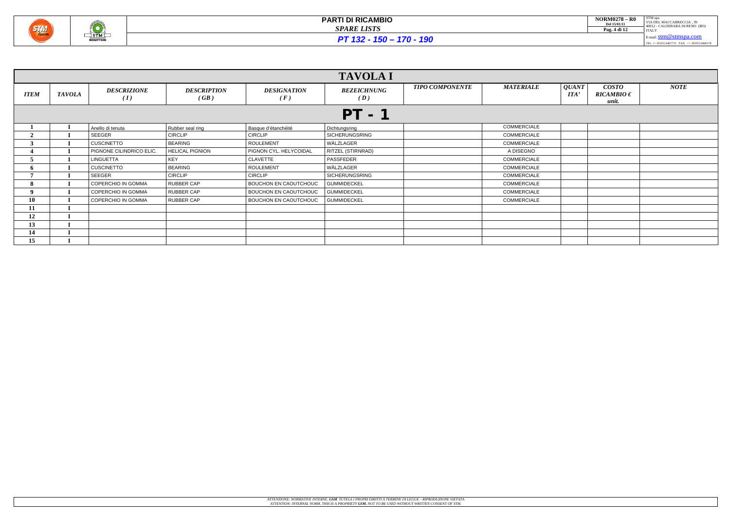# PARTI DI RICAMBIO

*SPARE LISTS*

## *PT 132 - 150 – 170 - 190*

| TAVOLA I | | | | | | | | | | |
|---|---|---|---|---|---|---|---|---|---|---|
| *ITEM* | *TAVOLA* | *DESCRIZIONE (I)* | *DESCRIPTION (GB)* | *DESIGNATION (F)* | *BEZEICHNUNG (D)* | *TIPO COMPONENTE* | *MATERIALE* | *QUANTITA'* | *COSTO RICAMBIO € unit.* | *NOTE* |
| **PT - 1** | | | | | | | | | | |
| 1 | I | Anello di tenuta | Rubber seal ring | Basque d'étanchéité | Dichtungsring | | COMMERCIALE | | | |
| 2 | I | SEEGER | CIRCLIP | CIRCLIP | SICHERUNGSRING | | COMMERCIALE | | | |
| 3 | I | CUSCINETTO | BEARING | ROULEMENT | WÄLZLAGER | | COMMERCIALE | | | |
| 4 | I | PIGNONE CILINDRICO ELIC. | HELICAL PIGNION | PIGNON CYL. HELYCOIDAL | RITZEL (STIRNRAD) | | A DISEGNO | | | |
| 5 | I | LINGUETTA | KEY | CLAVETTE | PASSFEDER | | COMMERCIALE | | | |
| 6 | I | CUSCINETTO | BEARING | ROULEMENT | WÄLZLAGER | | COMMERCIALE | | | |
| 7 | I | SEEGER | CIRCLIP | CIRCLIP | SICHERUNGSRING | | COMMERCIALE | | | |
| 8 | I | COPERCHIO IN GOMMA | RUBBER CAP | BOUCHON EN CAOUTCHOUC | GUMMIDECKEL | | COMMERCIALE | | | |
| 9 | I | COPERCHIO IN GOMMA | RUBBER CAP | BOUCHON EN CAOUTCHOUC | GUMMIDECKEL | | COMMERCIALE | | | |
| 10 | I | COPERCHIO IN GOMMA | RUBBER CAP | BOUCHON EN CAOUTCHOUC | GUMMIDECKEL | | COMMERCIALE | | | |
| 11 | I | | | | | | | | | |
| 12 | I | | | | | | | | | |
| 13 | I | | | | | | | | | |
| 14 | I | | | | | | | | | |
| 15 | I | | | | | | | | | |

*ATTENZIONE: NORMATIVE INTERNE, GSM TUTELA I PROPRI DIRITTI A TERMINE DI LEGGE – RIPRODUZIONE VIETATA*
*ATTENTION: INTERNAL NORM, THIS IS A PROPRIETY GSM. NOT TO BE USED WITHOUT WRITTEN CONSENT OF STM.*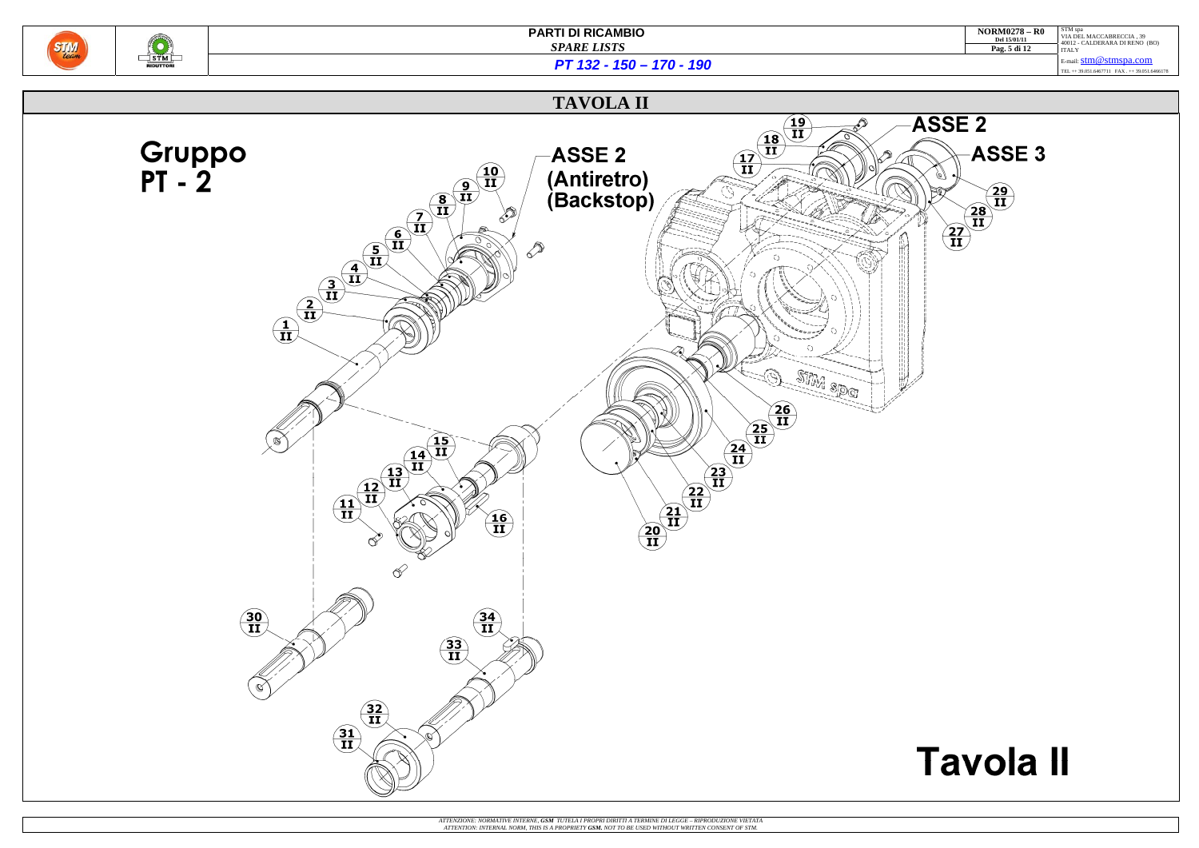# TAVOLA II

**Gruppo PT - 2**

**ASSE 2 (Antiretro) (Backstop)**

**ASSE 2**

**ASSE 3**

1 II, 2 II, 3 II, 4 II, 5 II, 6 II, 7 II, 8 II, 9 II, 10 II, 11 II, 12 II, 13 II, 14 II, 15 II, 16 II, 17 II, 18 II, 19 II, 20 II, 21 II, 22 II, 23 II, 24 II, 25 II, 26 II, 27 II, 28 II, 29 II, 30 II, 31 II, 32 II, 33 II, 34 II

STM spa

**Tavola II**

*ATTENZIONE: NORMATIVE INTERNE, GSM TUTELA I PROPRI DIRITTI A TERMINE DI LEGGE – RIPRODUZIONE VIETATA*
*ATTENTION: INTERNAL NORM, THIS IS A PROPRIETY GSM. NOT TO BE USED WITHOUT WRITTEN CONSENT OF STM.*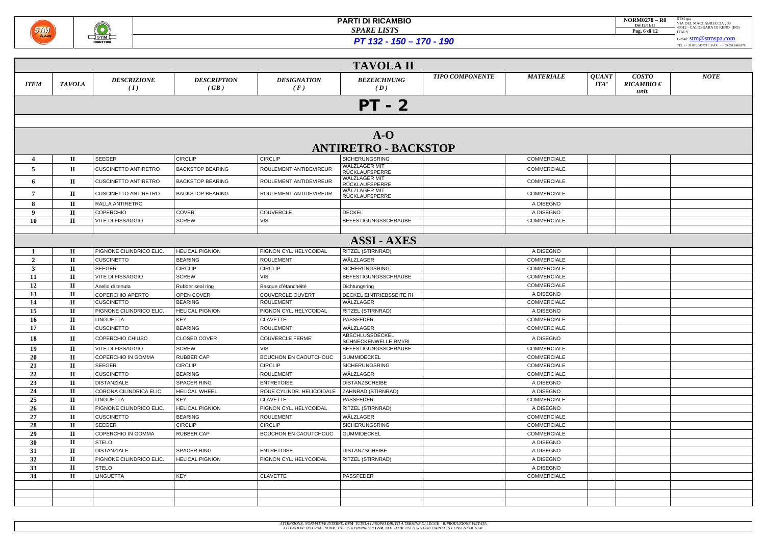# PARTI DI RICAMBIO

*SPARE LISTS*

***PT 132 - 150 – 170 - 190***

## TAVOLA II

| *ITEM* | *TAVOLA* | *DESCRIZIONE (I)* | *DESCRIPTION (GB)* | *DESIGNATION (F)* | *BEZEICHNUNG (D)* | *TIPO COMPONENTE* | *MATERIALE* | *QUANTITA'* | *COSTO RICAMBIO € unit.* | *NOTE* |
|---|---|---|---|---|---|---|---|---|---|---|
| | | | | | **PT - 2** | | | | | |
| | | | | | | | | | | |
| | | | | | **A-O ANTIRETRO - BACKSTOP** | | | | | |
| 4 | II | SEEGER | CIRCLIP | CIRCLIP | SICHERUNGSRING | | COMMERCIALE | | | |
| 5 | II | CUSCINETTO ANTIRETRO | BACKSTOP BEARING | ROULEMENT ANTIDEVIREUR | WÄLZLAGER MIT RÜCKLAUFSPERRE | | COMMERCIALE | | | |
| 6 | II | CUSCINETTO ANTIRETRO | BACKSTOP BEARING | ROULEMENT ANTIDEVIREUR | WÄLZLAGER MIT RÜCKLAUFSPERRE | | COMMERCIALE | | | |
| 7 | II | CUSCINETTO ANTIRETRO | BACKSTOP BEARING | ROULEMENT ANTIDEVIREUR | WÄLZLAGER MIT RÜCKLAUFSPERRE | | COMMERCIALE | | | |
| 8 | II | RALLA ANTIRETRO | | | | | A DISEGNO | | | |
| 9 | II | COPERCHIO | COVER | COUVERCLE | DECKEL | | A DISEGNO | | | |
| 10 | II | VITE DI FISSAGGIO | SCREW | VIS | BEFESTIGUNGSSCHRAUBE | | COMMERCIALE | | | |
| | | | | | | | | | | |
| | | | | | **ASSI - AXES** | | | | | |
| 1 | II | PIGNONE CILINDRICO ELIC. | HELICAL PIGNION | PIGNON CYL. HELYCOIDAL | RITZEL (STIRNRAD) | | A DISEGNO | | | |
| 2 | II | CUSCINETTO | BEARING | ROULEMENT | WÄLZLAGER | | COMMERCIALE | | | |
| 3 | II | SEEGER | CIRCLIP | CIRCLIP | SICHERUNGSRING | | COMMERCIALE | | | |
| 11 | II | VITE DI FISSAGGIO | SCREW | VIS | BEFESTIGUNGSSCHRAUBE | | COMMERCIALE | | | |
| 12 | II | Anello di tenuta | Rubber seal ring | Basque d'étanchéité | Dichtungsring | | COMMERCIALE | | | |
| 13 | II | COPERCHIO APERTO | OPEN COVER | COUVERCLE OUVERT | DECKEL EINTRIEBSSEITE RI | | A DISEGNO | | | |
| 14 | II | CUSCINETTO | BEARING | ROULEMENT | WÄLZLAGER | | COMMERCIALE | | | |
| 15 | II | PIGNONE CILINDRICO ELIC. | HELICAL PIGNION | PIGNON CYL. HELYCOIDAL | RITZEL (STIRNRAD) | | A DISEGNO | | | |
| 16 | II | LINGUETTA | KEY | CLAVETTE | PASSFEDER | | COMMERCIALE | | | |
| 17 | II | CUSCINETTO | BEARING | ROULEMENT | WÄLZLAGER | | COMMERCIALE | | | |
| 18 | II | COPERCHIO CHIUSO | CLOSED COVER | COUVERCLE FERME' | ABSCHLUSSDECKEL SCHNECKENWELLE RMI/RI | | A DISEGNO | | | |
| 19 | II | VITE DI FISSAGGIO | SCREW | VIS | BEFESTIGUNGSSCHRAUBE | | COMMERCIALE | | | |
| 20 | II | COPERCHIO IN GOMMA | RUBBER CAP | BOUCHON EN CAOUTCHOUC | GUMMIDECKEL | | COMMERCIALE | | | |
| 21 | II | SEEGER | CIRCLIP | CIRCLIP | SICHERUNGSRING | | COMMERCIALE | | | |
| 22 | II | CUSCINETTO | BEARING | ROULEMENT | WÄLZLAGER | | COMMERCIALE | | | |
| 23 | II | DISTANZIALE | SPACER RING | ENTRETOISE | DISTANZSCHEIBE | | A DISEGNO | | | |
| 24 | II | CORONA CILINDRICA ELIC. | HELICAL WHEEL | ROUE CYLINDR. HELICOIDALE | ZAHNRAD (STIRNRAD) | | A DISEGNO | | | |
| 25 | II | LINGUETTA | KEY | CLAVETTE | PASSFEDER | | COMMERCIALE | | | |
| 26 | II | PIGNONE CILINDRICO ELIC. | HELICAL PIGNION | PIGNON CYL. HELYCOIDAL | RITZEL (STIRNRAD) | | A DISEGNO | | | |
| 27 | II | CUSCINETTO | BEARING | ROULEMENT | WÄLZLAGER | | COMMERCIALE | | | |
| 28 | II | SEEGER | CIRCLIP | CIRCLIP | SICHERUNGSRING | | COMMERCIALE | | | |
| 29 | II | COPERCHIO IN GOMMA | RUBBER CAP | BOUCHON EN CAOUTCHOUC | GUMMIDECKEL | | COMMERCIALE | | | |
| 30 | II | STELO | | | | | A DISEGNO | | | |
| 31 | II | DISTANZIALE | SPACER RING | ENTRETOISE | DISTANZSCHEIBE | | A DISEGNO | | | |
| 32 | II | PIGNONE CILINDRICO ELIC. | HELICAL PIGNION | PIGNON CYL. HELYCOIDAL | RITZEL (STIRNRAD) | | A DISEGNO | | | |
| 33 | II | STELO | | | | | A DISEGNO | | | |
| 34 | II | LINGUETTA | KEY | CLAVETTE | PASSFEDER | | COMMERCIALE | | | |
| | | | | | | | | | | |
| | | | | | | | | | | |
| | | | | | | | | | | |

*ATTENZIONE: NORMATIVE INTERNE, **GSM** TUTELA I PROPRI DIRITTI A TERMINE DI LEGGE – RIPRODUZIONE VIETATA*
*ATTENTION: INTERNAL NORM, THIS IS A PROPRIETY **GSM.** NOT TO BE USED WITHOUT WRITTEN CONSENT OF STM.*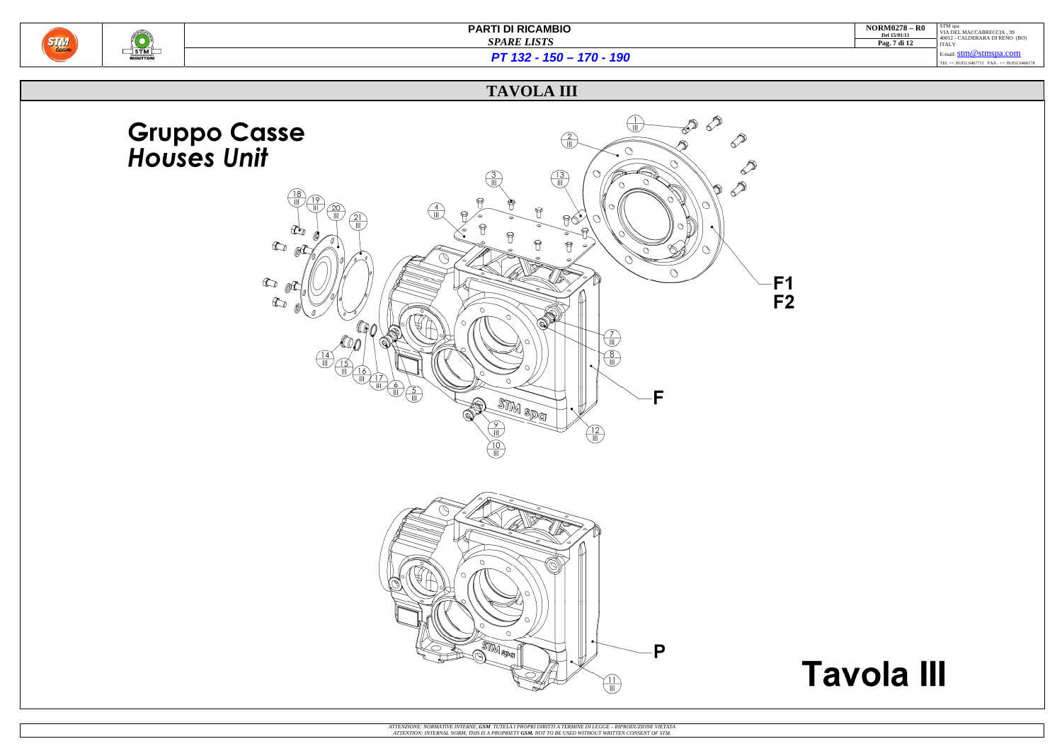# TAVOLA III

## Gruppo Casse
## *Houses Unit*

F1
F2

F

P

# Tavola III

*ATTENZIONE: NORMATIVE INTERNE, **GSM** TUTELA I PROPRI DIRITTI A TERMINE DI LEGGE – RIPRODUZIONE VIETATA*
*ATTENTION: INTERNAL NORM, THIS IS A PROPRIETY **GSM.** NOT TO BE USED WITHOUT WRITTEN CONSENT OF STM.*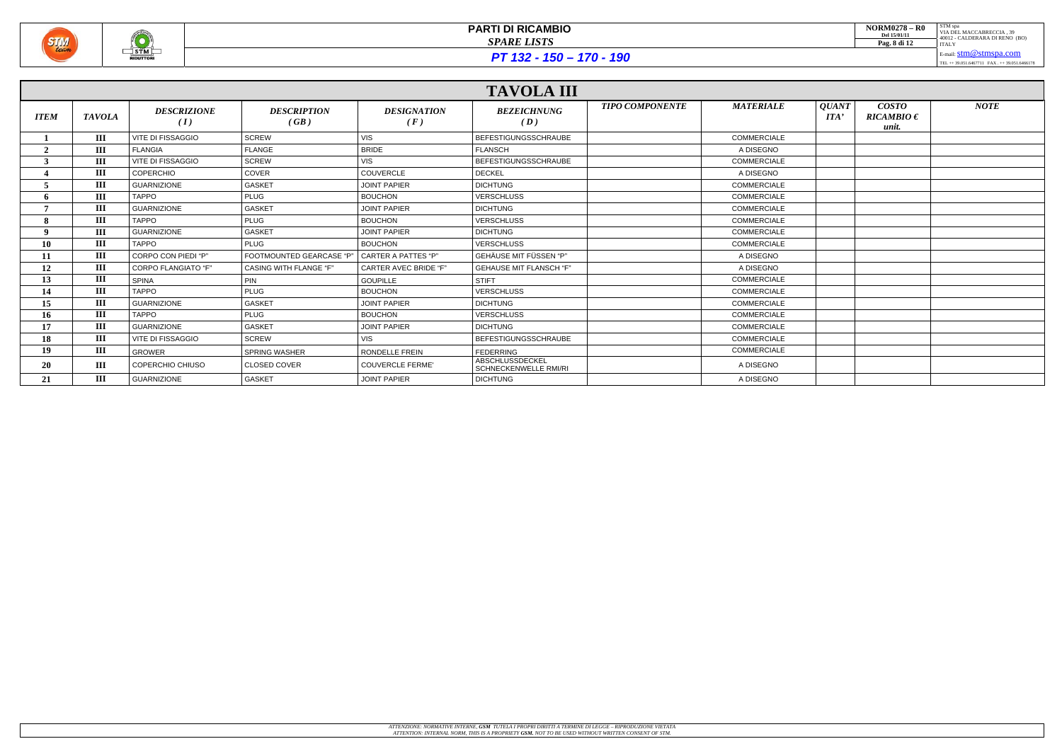# PARTI DI RICAMBIO

*SPARE LISTS*

## *PT 132 - 150 – 170 - 190*

## TAVOLA III

| *ITEM* | *TAVOLA* | *DESCRIZIONE ( I )* | *DESCRIPTION ( GB )* | *DESIGNATION ( F )* | *BEZEICHNUNG ( D )* | *TIPO COMPONENTE* | *MATERIALE* | *QUANT ITA'* | *COSTO RICAMBIO € unit.* | *NOTE* |
|---|---|---|---|---|---|---|---|---|---|---|
| 1 | III | VITE DI FISSAGGIO | SCREW | VIS | BEFESTIGUNGSSCHRAUBE | | COMMERCIALE | | | |
| 2 | III | FLANGIA | FLANGE | BRIDE | FLANSCH | | A DISEGNO | | | |
| 3 | III | VITE DI FISSAGGIO | SCREW | VIS | BEFESTIGUNGSSCHRAUBE | | COMMERCIALE | | | |
| 4 | III | COPERCHIO | COVER | COUVERCLE | DECKEL | | A DISEGNO | | | |
| 5 | III | GUARNIZIONE | GASKET | JOINT PAPIER | DICHTUNG | | COMMERCIALE | | | |
| 6 | III | TAPPO | PLUG | BOUCHON | VERSCHLUSS | | COMMERCIALE | | | |
| 7 | III | GUARNIZIONE | GASKET | JOINT PAPIER | DICHTUNG | | COMMERCIALE | | | |
| 8 | III | TAPPO | PLUG | BOUCHON | VERSCHLUSS | | COMMERCIALE | | | |
| 9 | III | GUARNIZIONE | GASKET | JOINT PAPIER | DICHTUNG | | COMMERCIALE | | | |
| 10 | III | TAPPO | PLUG | BOUCHON | VERSCHLUSS | | COMMERCIALE | | | |
| 11 | III | CORPO CON PIEDI "P" | FOOTMOUNTED GEARCASE "P" | CARTER A PATTES "P" | GEHÄUSE MIT FÜSSEN "P" | | A DISEGNO | | | |
| 12 | III | CORPO FLANGIATO "F" | CASING WITH FLANGE "F" | CARTER AVEC BRIDE "F" | GEHAUSE MIT FLANSCH "F" | | A DISEGNO | | | |
| 13 | III | SPINA | PIN | GOUPILLE | STIFT | | COMMERCIALE | | | |
| 14 | III | TAPPO | PLUG | BOUCHON | VERSCHLUSS | | COMMERCIALE | | | |
| 15 | III | GUARNIZIONE | GASKET | JOINT PAPIER | DICHTUNG | | COMMERCIALE | | | |
| 16 | III | TAPPO | PLUG | BOUCHON | VERSCHLUSS | | COMMERCIALE | | | |
| 17 | III | GUARNIZIONE | GASKET | JOINT PAPIER | DICHTUNG | | COMMERCIALE | | | |
| 18 | III | VITE DI FISSAGGIO | SCREW | VIS | BEFESTIGUNGSSCHRAUBE | | COMMERCIALE | | | |
| 19 | III | GROWER | SPRING WASHER | RONDELLE FREIN | FEDERRING | | COMMERCIALE | | | |
| 20 | III | COPERCHIO CHIUSO | CLOSED COVER | COUVERCLE FERME' | ABSCHLUSSDECKEL SCHNECKENWELLE RMI/RI | | A DISEGNO | | | |
| 21 | III | GUARNIZIONE | GASKET | JOINT PAPIER | DICHTUNG | | A DISEGNO | | | |

*ATTENZIONE: NORMATIVE INTERNE, GSM TUTELA I PROPRI DIRITTI A TERMINE DI LEGGE – RIPRODUZIONE VIETATA*
*ATTENTION: INTERNAL NORM, THIS IS A PROPRIETY GSM. NOT TO BE USED WITHOUT WRITTEN CONSENT OF STM.*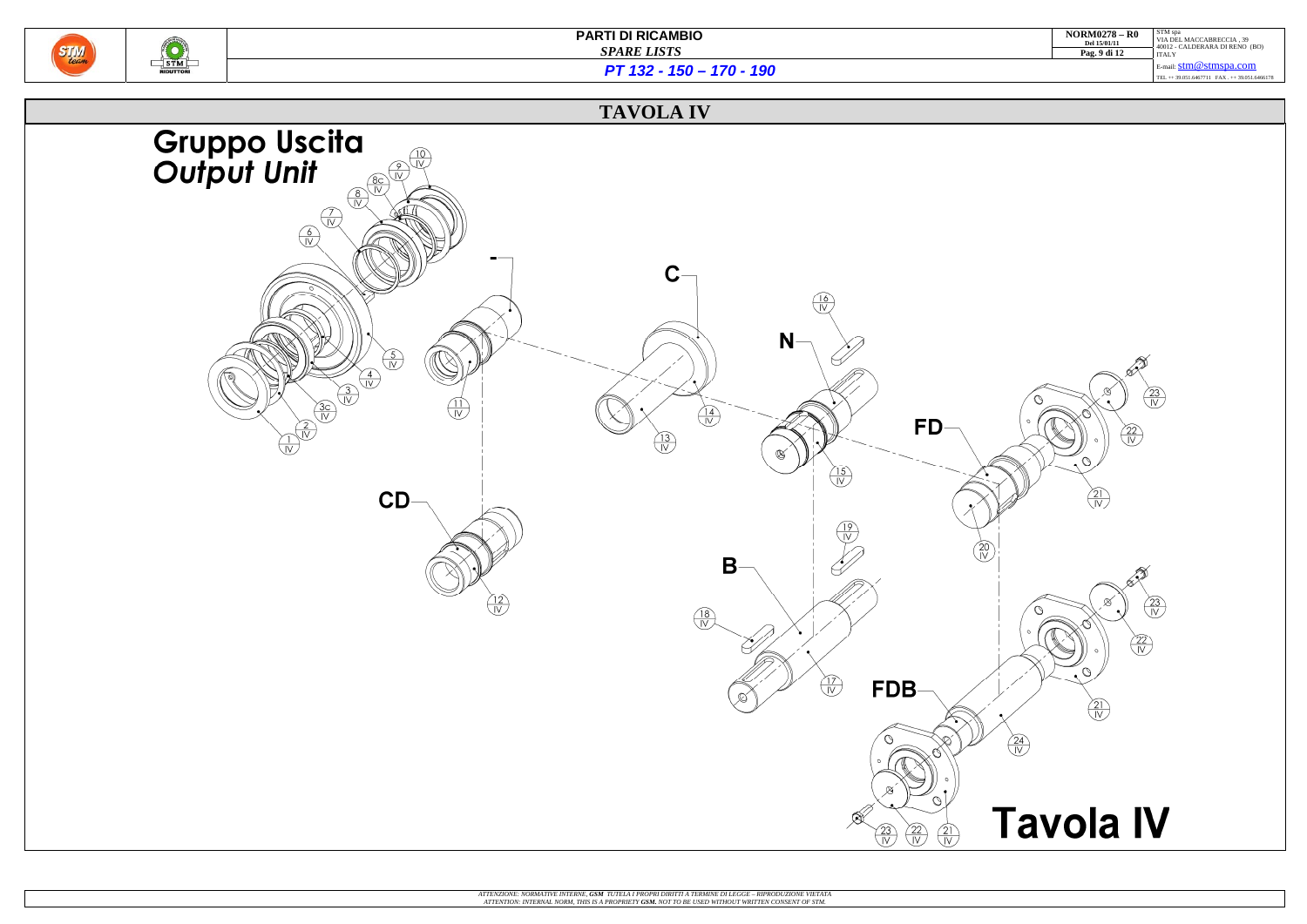# TAVOLA IV

## Gruppo Uscita
## *Output Unit*

10 IV, 9 IV, 8c IV, 8 IV, 7 IV, 6 IV, 5 IV, 4 IV, 3 IV, 3c IV, 2 IV, 1 IV

- 11 IV

C — 14 IV, 13 IV

N — 16 IV, 15 IV

FD — 23 IV, 22 IV, 21 IV, 20 IV

CD — 12 IV

B — 19 IV, 18 IV, 17 IV

FDB — 23 IV, 22 IV, 21 IV, 24 IV, 23 IV, 22 IV, 21 IV

# Tavola IV

*ATTENZIONE: NORMATIVE INTERNE, **GSM** TUTELA I PROPRI DIRITTI A TERMINE DI LEGGE – RIPRODUZIONE VIETATA*
*ATTENTION: INTERNAL NORM, THIS IS A PROPRIETY **GSM**. NOT TO BE USED WITHOUT WRITTEN CONSENT OF STM.*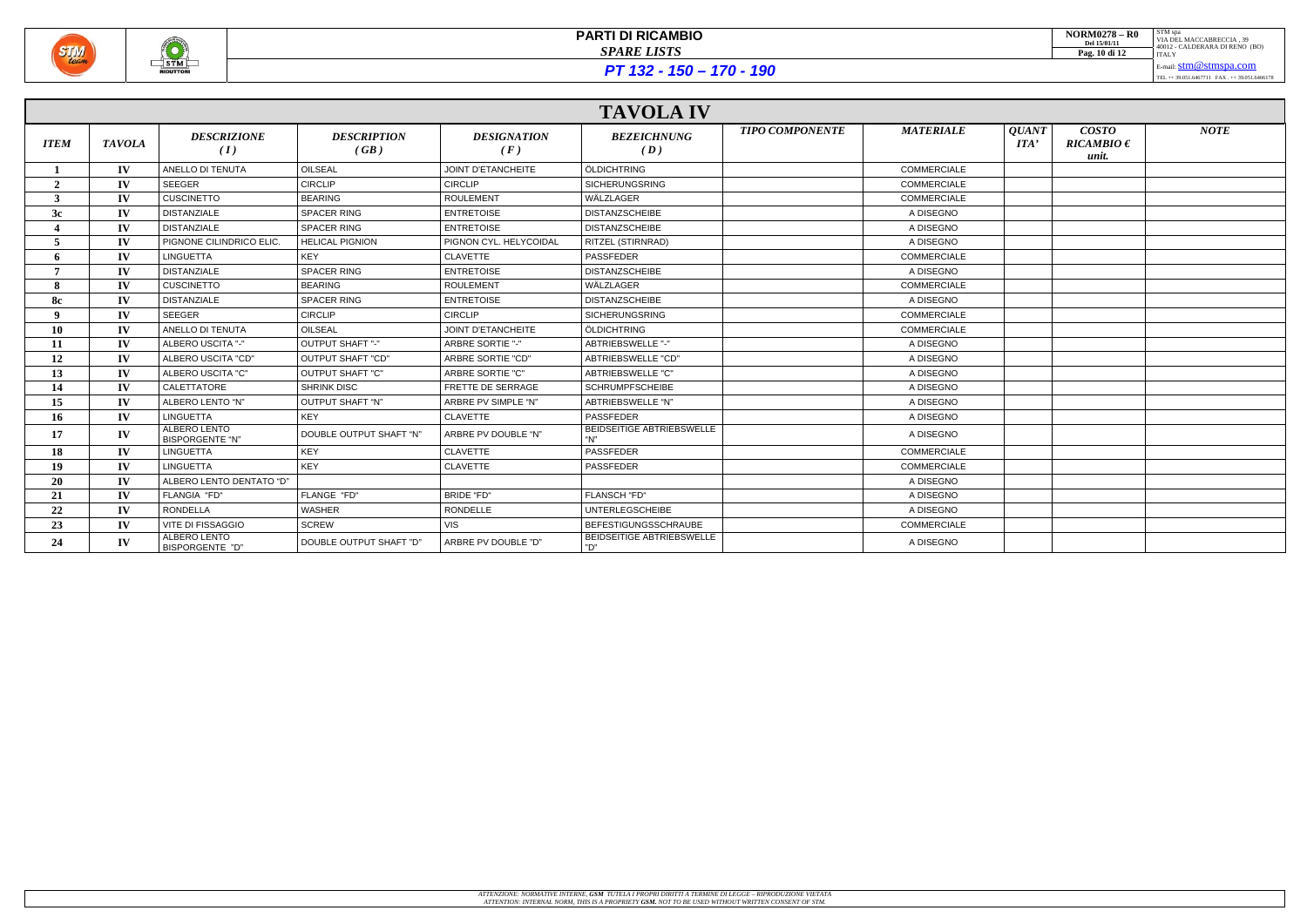# PARTI DI RICAMBIO

*SPARE LISTS*

## *PT 132 - 150 – 170 - 190*

NORM0278 – R0
Del 15/01/11

STM spa
VIA DEL MACCABRECCIA , 39
40012 - CALDERARA DI RENO (BO)
ITALY
E-mail: stm@stmspa.com
TEL ++ 39.051.6467711 FAX . ++ 39.051.6466178

## TAVOLA IV

| *ITEM* | *TAVOLA* | *DESCRIZIONE (I)* | *DESCRIPTION (GB)* | *DESIGNATION (F)* | *BEZEICHNUNG (D)* | *TIPO COMPONENTE* | *MATERIALE* | *QUANT ITA'* | *COSTO RICAMBIO € unit.* | *NOTE* |
|---|---|---|---|---|---|---|---|---|---|---|
| 1 | IV | ANELLO DI TENUTA | OILSEAL | JOINT D'ETANCHEITE | ÖLDICHTRING | | COMMERCIALE | | | |
| 2 | IV | SEEGER | CIRCLIP | CIRCLIP | SICHERUNGSRING | | COMMERCIALE | | | |
| 3 | IV | CUSCINETTO | BEARING | ROULEMENT | WÄLZLAGER | | COMMERCIALE | | | |
| 3c | IV | DISTANZIALE | SPACER RING | ENTRETOISE | DISTANZSCHEIBE | | A DISEGNO | | | |
| 4 | IV | DISTANZIALE | SPACER RING | ENTRETOISE | DISTANZSCHEIBE | | A DISEGNO | | | |
| 5 | IV | PIGNONE CILINDRICO ELIC. | HELICAL PIGNION | PIGNON CYL. HELYCOIDAL | RITZEL (STIRNRAD) | | A DISEGNO | | | |
| 6 | IV | LINGUETTA | KEY | CLAVETTE | PASSFEDER | | COMMERCIALE | | | |
| 7 | IV | DISTANZIALE | SPACER RING | ENTRETOISE | DISTANZSCHEIBE | | A DISEGNO | | | |
| 8 | IV | CUSCINETTO | BEARING | ROULEMENT | WÄLZLAGER | | COMMERCIALE | | | |
| 8c | IV | DISTANZIALE | SPACER RING | ENTRETOISE | DISTANZSCHEIBE | | A DISEGNO | | | |
| 9 | IV | SEEGER | CIRCLIP | CIRCLIP | SICHERUNGSRING | | COMMERCIALE | | | |
| 10 | IV | ANELLO DI TENUTA | OILSEAL | JOINT D'ETANCHEITE | ÖLDICHTRING | | COMMERCIALE | | | |
| 11 | IV | ALBERO USCITA "-" | OUTPUT SHAFT "-" | ARBRE SORTIE "-" | ABTRIEBSWELLE "-" | | A DISEGNO | | | |
| 12 | IV | ALBERO USCITA "CD" | OUTPUT SHAFT "CD" | ARBRE SORTIE "CD" | ABTRIEBSWELLE "CD" | | A DISEGNO | | | |
| 13 | IV | ALBERO USCITA "C" | OUTPUT SHAFT "C" | ARBRE SORTIE "C" | ABTRIEBSWELLE "C" | | A DISEGNO | | | |
| 14 | IV | CALETTATORE | SHRINK DISC | FRETTE DE SERRAGE | SCHRUMPFSCHEIBE | | A DISEGNO | | | |
| 15 | IV | ALBERO LENTO "N" | OUTPUT SHAFT "N" | ARBRE PV SIMPLE "N" | ABTRIEBSWELLE "N" | | A DISEGNO | | | |
| 16 | IV | LINGUETTA | KEY | CLAVETTE | PASSFEDER | | A DISEGNO | | | |
| 17 | IV | ALBERO LENTO BISPORGENTE "N" | DOUBLE OUTPUT SHAFT "N" | ARBRE PV DOUBLE "N" | BEIDSEITIGE ABTRIEBSWELLE "N" | | A DISEGNO | | | |
| 18 | IV | LINGUETTA | KEY | CLAVETTE | PASSFEDER | | COMMERCIALE | | | |
| 19 | IV | LINGUETTA | KEY | CLAVETTE | PASSFEDER | | COMMERCIALE | | | |
| 20 | IV | ALBERO LENTO DENTATO "D" | | | | | A DISEGNO | | | |
| 21 | IV | FLANGIA "FD" | FLANGE "FD" | BRIDE "FD" | FLANSCH "FD" | | A DISEGNO | | | |
| 22 | IV | RONDELLA | WASHER | RONDELLE | UNTERLEGSCHEIBE | | A DISEGNO | | | |
| 23 | IV | VITE DI FISSAGGIO | SCREW | VIS | BEFESTIGUNGSSCHRAUBE | | COMMERCIALE | | | |
| 24 | IV | ALBERO LENTO BISPORGENTE "D" | DOUBLE OUTPUT SHAFT "D" | ARBRE PV DOUBLE "D" | BEIDSEITIGE ABTRIEBSWELLE "D" | | A DISEGNO | | | |

*ATTENZIONE: NORMATIVE INTERNE, GSM TUTELA I PROPRI DIRITTI A TERMINE DI LEGGE – RIPRODUZIONE VIETATA*
*ATTENTION: INTERNAL NORM, THIS IS A PROPRIETY GSM. NOT TO BE USED WITHOUT WRITTEN CONSENT OF STM.*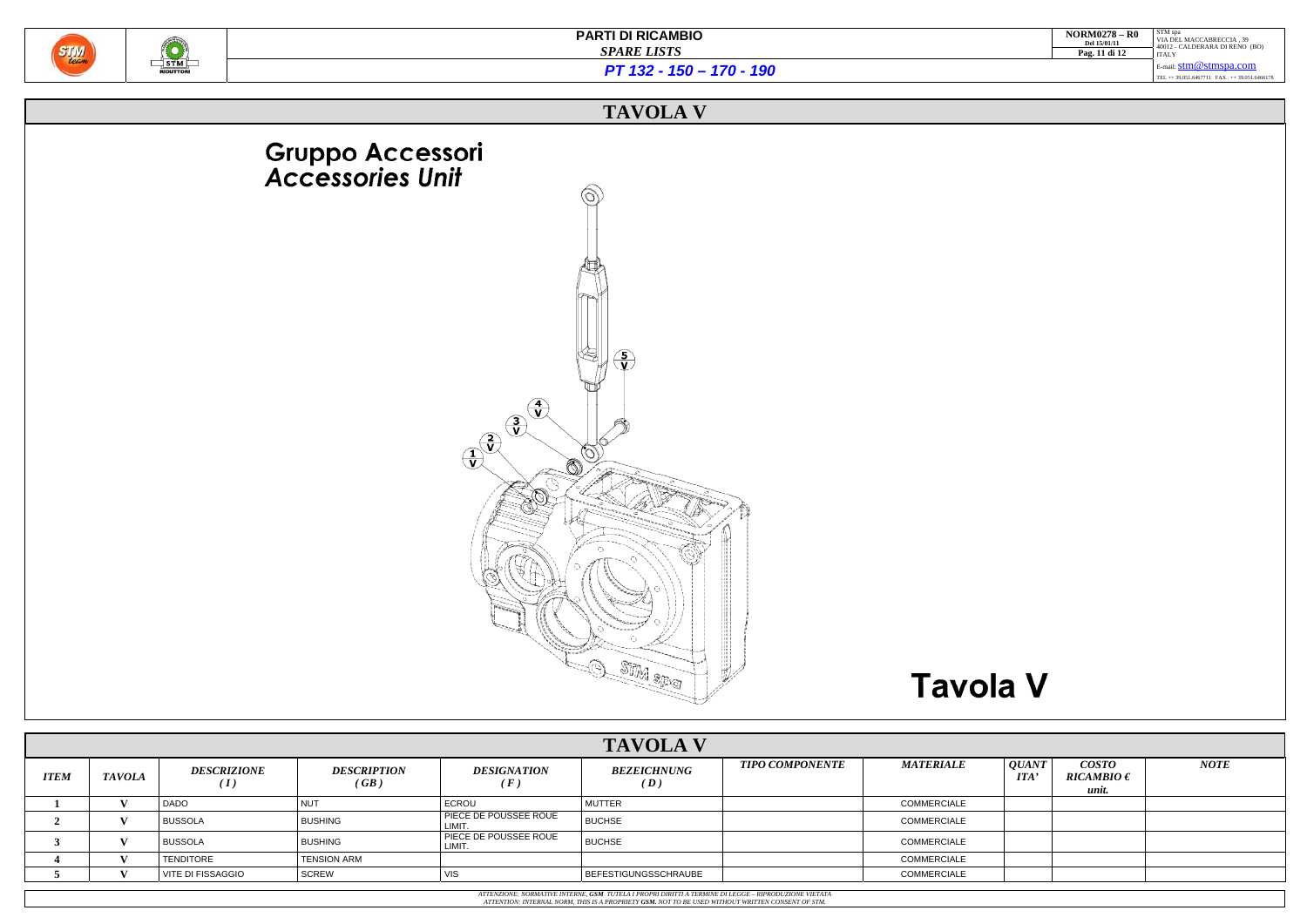# TAVOLA V

## Gruppo Accessori
*Accessories Unit*

**Tavola V**

## TAVOLA V

| *ITEM* | *TAVOLA* | *DESCRIZIONE (I)* | *DESCRIPTION (GB)* | *DESIGNATION (F)* | *BEZEICHNUNG (D)* | *TIPO COMPONENTE* | *MATERIALE* | *QUANT ITA'* | *COSTO RICAMBIO € unit.* | *NOTE* |
|---|---|---|---|---|---|---|---|---|---|---|
| **1** | **V** | DADO | NUT | ECROU | MUTTER | | COMMERCIALE | | | |
| **2** | **V** | BUSSOLA | BUSHING | PIECE DE POUSSEE ROUE LIMIT. | BUCHSE | | COMMERCIALE | | | |
| **3** | **V** | BUSSOLA | BUSHING | PIECE DE POUSSEE ROUE LIMIT. | BUCHSE | | COMMERCIALE | | | |
| **4** | **V** | TENDITORE | TENSION ARM | | | | COMMERCIALE | | | |
| **5** | **V** | VITE DI FISSAGGIO | SCREW | VIS | BEFESTIGUNGSSCHRAUBE | | COMMERCIALE | | | |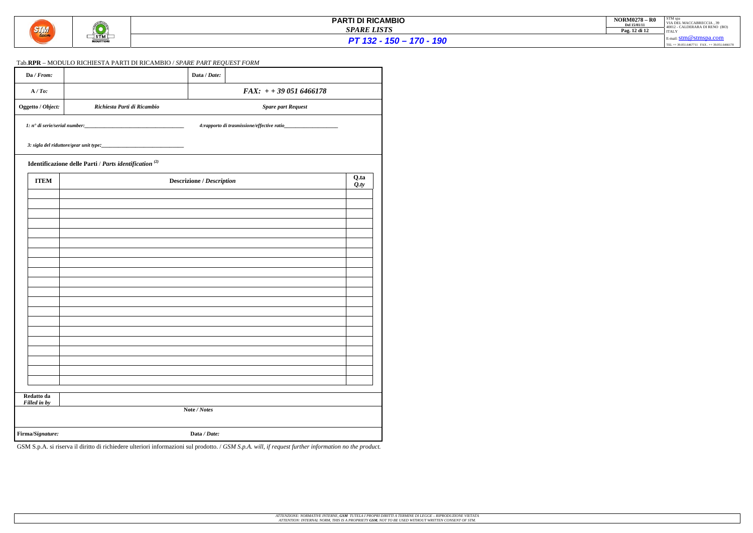Tab.**RPR** – MODULO RICHIESTA PARTI DI RICAMBIO / *SPARE PART REQUEST FORM*

| | | | |
|---|---|---|---|
| **Da / *From:*** | | **Data / *Date:*** | |
| **A / *To:*** | | *FAX: + + 39 051 6466178* | |
| **Oggetto / *Object:*** | *Richiesta Parti di Ricambio* | *Spare part Request* | |

*1: n° di serie/serial number:*____________________________________ *4:rapporto di trasmissione/effective ratio*____________________

*3: sigla del riduttore/gear unit type:*______________________________

**Identificazione delle Parti / *Parts identification*** [(2)]

| **ITEM** | **Descrizione / *Description*** | **Q.ta *Q.ty*** |
|---|---|---|
| | | |
| | | |
| | | |
| | | |
| | | |
| | | |
| | | |
| | | |
| | | |
| | | |
| | | |
| | | |
| | | |
| | | |
| | | |
| | | |
| | | |
| | | |
| | | |
| | | |

| | |
|---|---|
| **Redatto da *Filled in by*** | |

**Note / *Notes***

**Firma/*Signature:*** **Data / *Date:***

GSM S.p.A. si riserva il diritto di richiedere ulteriori informazioni sul prodotto. / *GSM S.p.A. will, if request further information no the product.*